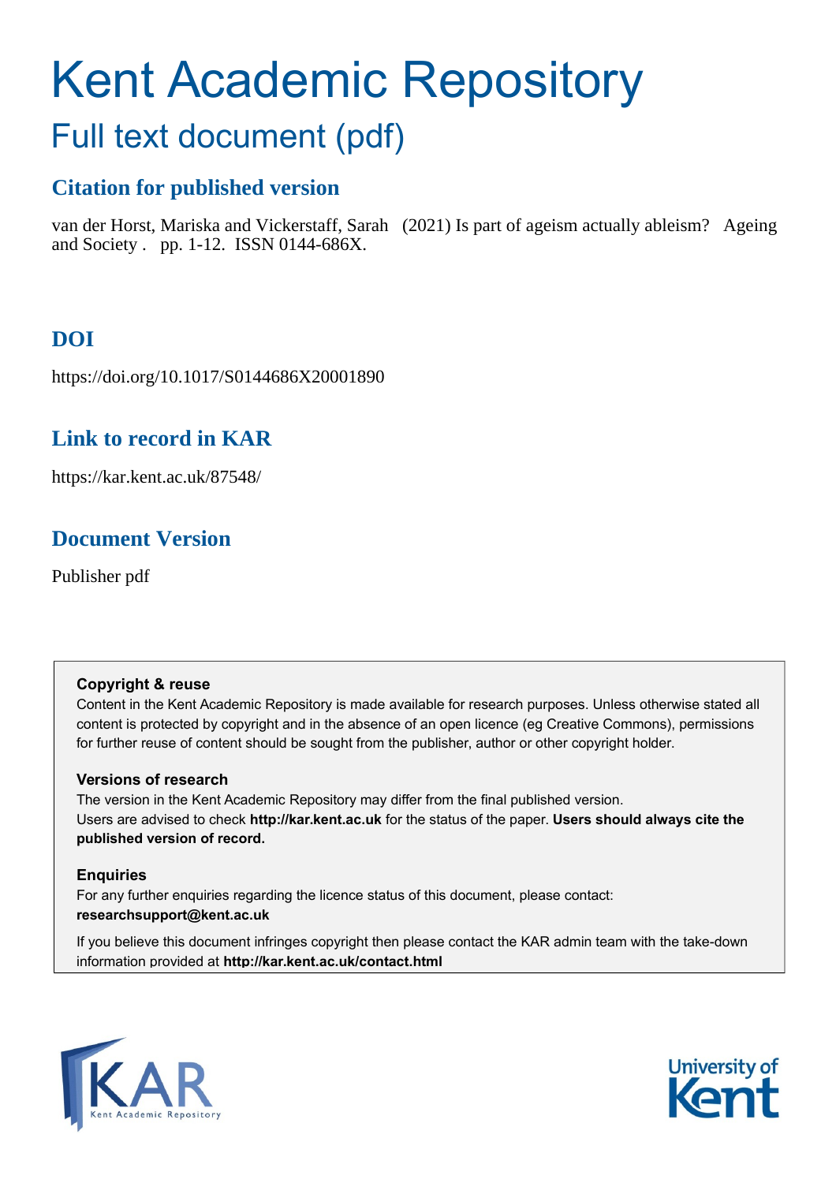# Kent Academic Repository

## Full text document (pdf)

### Citation for published version

van der Horst, Mariska and Vickerstaff, Sarah (2021) Is part of ageism actually ableism? Ageing and Society . pp. 1-12. ISSN 0144-686X.

### DOI

https://doi.org/10.1017/S0144686X20001890

### Link to record in KAR

https://kar.kent.ac.uk/87548/

### Document Version

Publisher pdf

**Copyright & reuse**

Content in the Kent Academic Repository is made available for research purposes. Unless otherwise stated all content is protected by copyright and in the absence of an open licence (eg Creative Commons), permissions for further reuse of content should be sought from the publisher, author or other copyright holder.

**Versions of research**

The version in the Kent Academic Repository may differ from the final published version. Users are advised to check **http://kar.kent.ac.uk** for the status of the paper. **Users should always cite the published version of record.**

**Enquiries**

For any further enquiries regarding the licence status of this document, please contact: **researchsupport@kent.ac.uk**

If you believe this document infringes copyright then please contact the KAR admin team with the take-down information provided at **http://kar.kent.ac.uk/contact.html**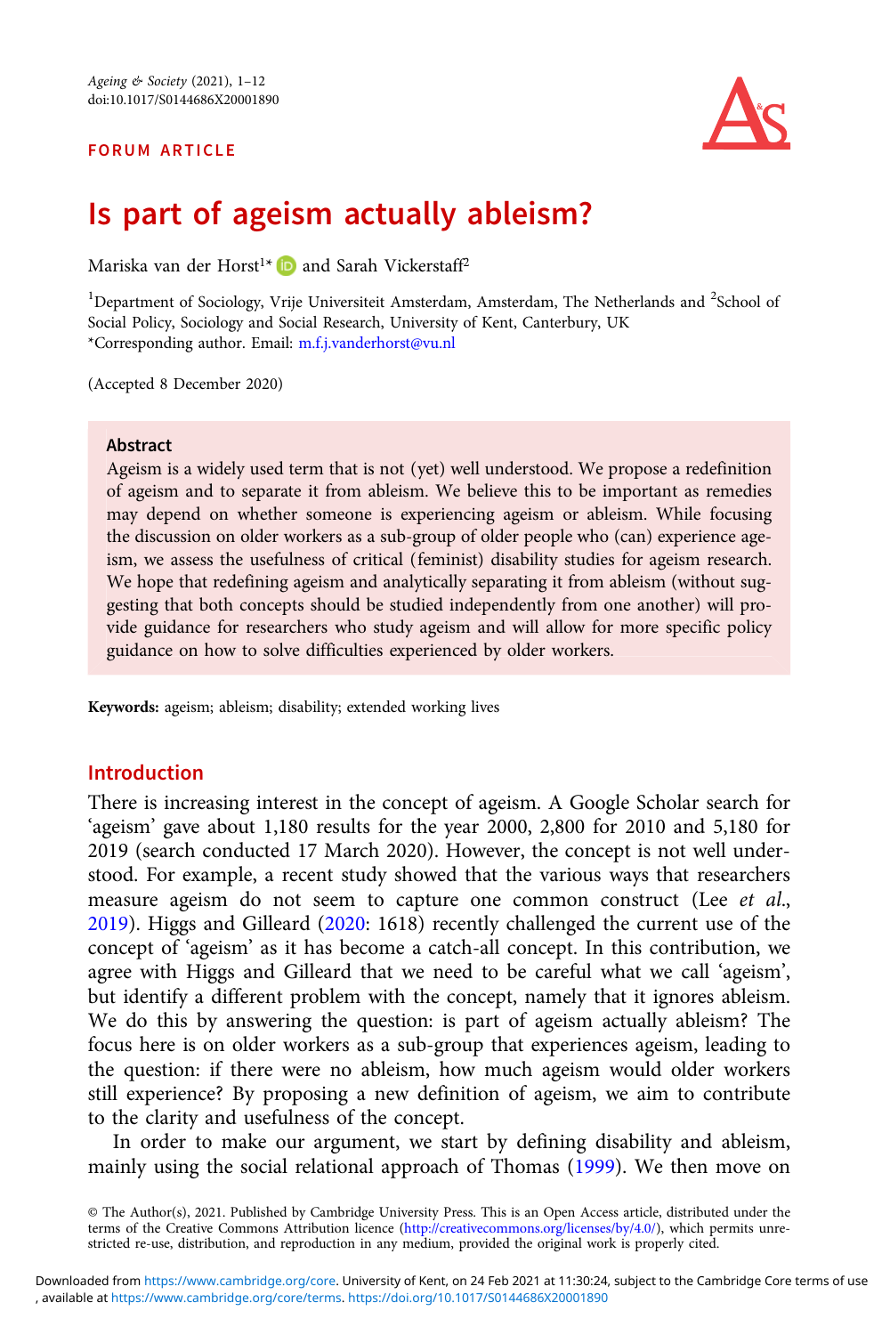FORUM ARTICLE

# Is part of ageism actually ableism?

Mariska van der Horst[1]* and Sarah Vickerstaff[2]

[1]Department of Sociology, Vrije Universiteit Amsterdam, Amsterdam, The Netherlands and [2]School of Social Policy, Sociology and Social Research, University of Kent, Canterbury, UK
*Corresponding author. Email: m.f.j.vanderhorst@vu.nl

(Accepted 8 December 2020)

## Abstract

Ageism is a widely used term that is not (yet) well understood. We propose a redefinition of ageism and to separate it from ableism. We believe this to be important as remedies may depend on whether someone is experiencing ageism or ableism. While focusing the discussion on older workers as a sub-group of older people who (can) experience ageism, we assess the usefulness of critical (feminist) disability studies for ageism research. We hope that redefining ageism and analytically separating it from ableism (without suggesting that both concepts should be studied independently from one another) will provide guidance for researchers who study ageism and will allow for more specific policy guidance on how to solve difficulties experienced by older workers.

**Keywords:** ageism; ableism; disability; extended working lives

## Introduction

There is increasing interest in the concept of ageism. A Google Scholar search for 'ageism' gave about 1,180 results for the year 2000, 2,800 for 2010 and 5,180 for 2019 (search conducted 17 March 2020). However, the concept is not well understood. For example, a recent study showed that the various ways that researchers measure ageism do not seem to capture one common construct (Lee *et al.*, 2019). Higgs and Gilleard (2020: 1618) recently challenged the current use of the concept of 'ageism' as it has become a catch-all concept. In this contribution, we agree with Higgs and Gilleard that we need to be careful what we call 'ageism', but identify a different problem with the concept, namely that it ignores ableism. We do this by answering the question: is part of ageism actually ableism? The focus here is on older workers as a sub-group that experiences ageism, leading to the question: if there were no ableism, how much ageism would older workers still experience? By proposing a new definition of ageism, we aim to contribute to the clarity and usefulness of the concept.

In order to make our argument, we start by defining disability and ableism, mainly using the social relational approach of Thomas (1999). We then move on

© The Author(s), 2021. Published by Cambridge University Press. This is an Open Access article, distributed under the terms of the Creative Commons Attribution licence (http://creativecommons.org/licenses/by/4.0/), which permits unrestricted re-use, distribution, and reproduction in any medium, provided the original work is properly cited.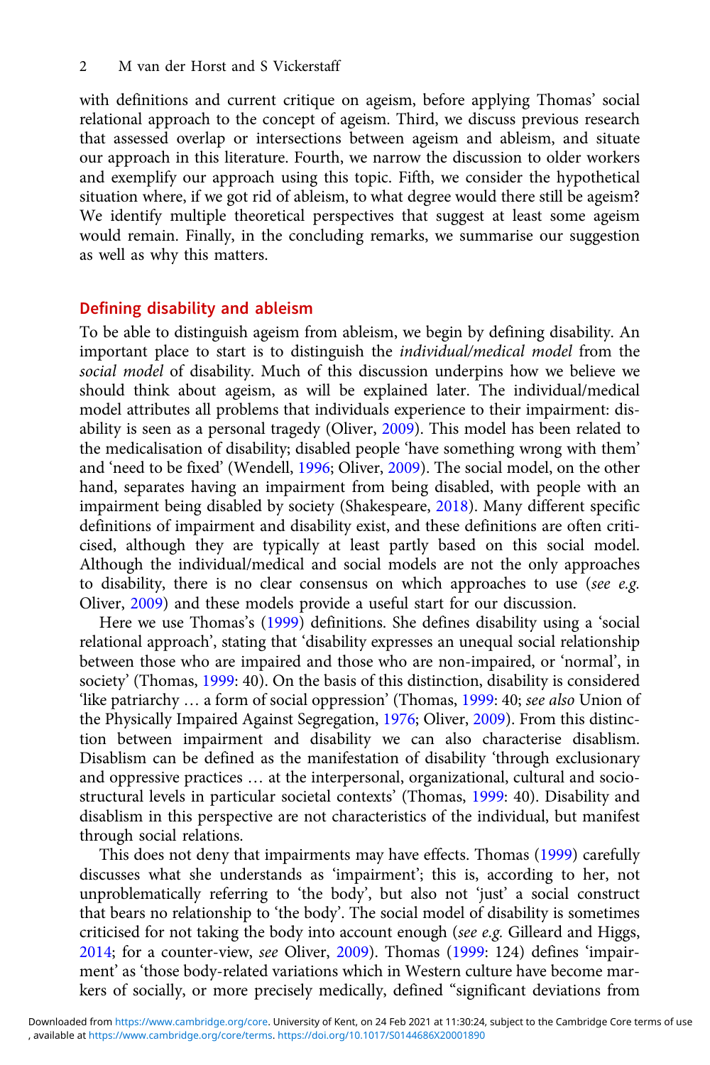with definitions and current critique on ageism, before applying Thomas' social relational approach to the concept of ageism. Third, we discuss previous research that assessed overlap or intersections between ageism and ableism, and situate our approach in this literature. Fourth, we narrow the discussion to older workers and exemplify our approach using this topic. Fifth, we consider the hypothetical situation where, if we got rid of ableism, to what degree would there still be ageism? We identify multiple theoretical perspectives that suggest at least some ageism would remain. Finally, in the concluding remarks, we summarise our suggestion as well as why this matters.

## Defining disability and ableism

To be able to distinguish ageism from ableism, we begin by defining disability. An important place to start is to distinguish the *individual/medical model* from the *social model* of disability. Much of this discussion underpins how we believe we should think about ageism, as will be explained later. The individual/medical model attributes all problems that individuals experience to their impairment: disability is seen as a personal tragedy (Oliver, 2009). This model has been related to the medicalisation of disability; disabled people 'have something wrong with them' and 'need to be fixed' (Wendell, 1996; Oliver, 2009). The social model, on the other hand, separates having an impairment from being disabled, with people with an impairment being disabled by society (Shakespeare, 2018). Many different specific definitions of impairment and disability exist, and these definitions are often criticised, although they are typically at least partly based on this social model. Although the individual/medical and social models are not the only approaches to disability, there is no clear consensus on which approaches to use (*see e.g.* Oliver, 2009) and these models provide a useful start for our discussion.

Here we use Thomas's (1999) definitions. She defines disability using a 'social relational approach', stating that 'disability expresses an unequal social relationship between those who are impaired and those who are non-impaired, or 'normal', in society' (Thomas, 1999: 40). On the basis of this distinction, disability is considered 'like patriarchy … a form of social oppression' (Thomas, 1999: 40; *see also* Union of the Physically Impaired Against Segregation, 1976; Oliver, 2009). From this distinction between impairment and disability we can also characterise disablism. Disablism can be defined as the manifestation of disability 'through exclusionary and oppressive practices … at the interpersonal, organizational, cultural and socio-structural levels in particular societal contexts' (Thomas, 1999: 40). Disability and disablism in this perspective are not characteristics of the individual, but manifest through social relations.

This does not deny that impairments may have effects. Thomas (1999) carefully discusses what she understands as 'impairment'; this is, according to her, not unproblematically referring to 'the body', but also not 'just' a social construct that bears no relationship to 'the body'. The social model of disability is sometimes criticised for not taking the body into account enough (*see e.g.* Gilleard and Higgs, 2014; for a counter-view, *see* Oliver, 2009). Thomas (1999: 124) defines 'impairment' as 'those body-related variations which in Western culture have become markers of socially, or more precisely medically, defined "significant deviations from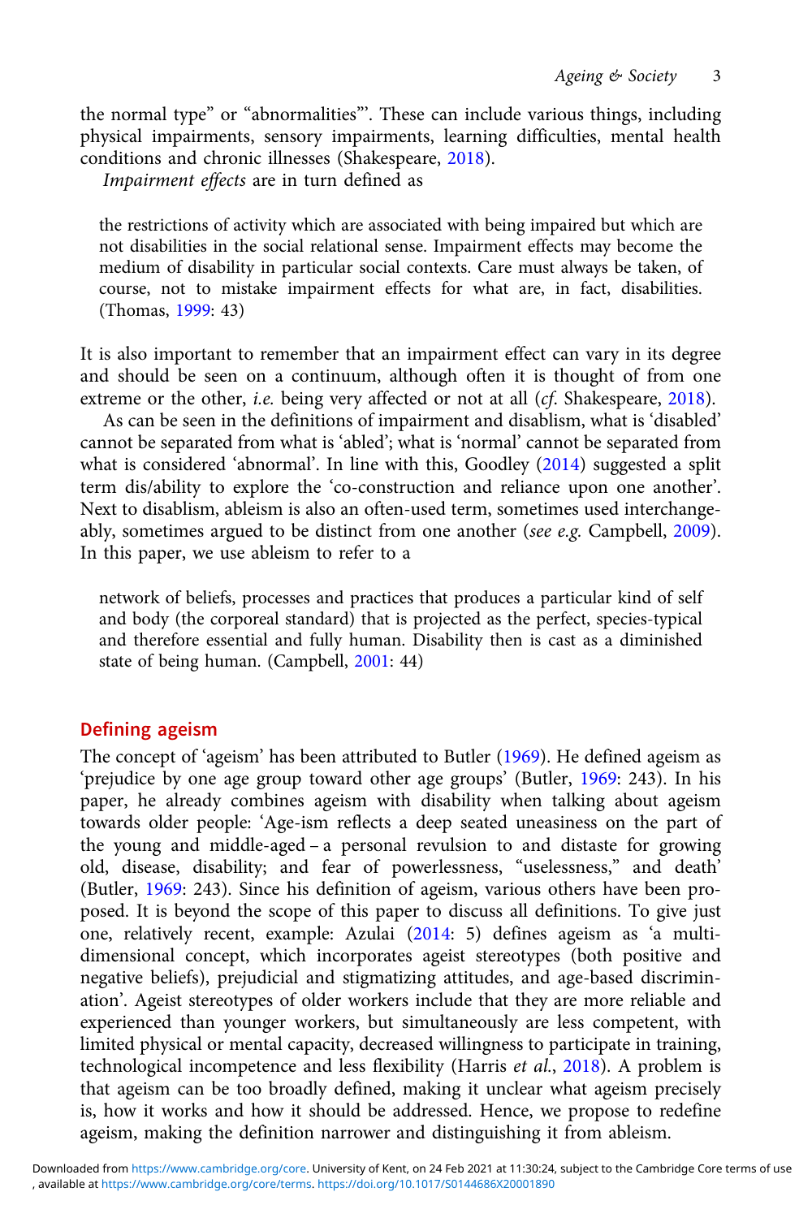the normal type" or "abnormalities"'. These can include various things, including physical impairments, sensory impairments, learning difficulties, mental health conditions and chronic illnesses (Shakespeare, 2018).

*Impairment effects* are in turn defined as

> the restrictions of activity which are associated with being impaired but which are not disabilities in the social relational sense. Impairment effects may become the medium of disability in particular social contexts. Care must always be taken, of course, not to mistake impairment effects for what are, in fact, disabilities. (Thomas, 1999: 43)

It is also important to remember that an impairment effect can vary in its degree and should be seen on a continuum, although often it is thought of from one extreme or the other, *i.e.* being very affected or not at all (*cf*. Shakespeare, 2018).

As can be seen in the definitions of impairment and disablism, what is 'disabled' cannot be separated from what is 'abled'; what is 'normal' cannot be separated from what is considered 'abnormal'. In line with this, Goodley (2014) suggested a split term dis/ability to explore the 'co-construction and reliance upon one another'. Next to disablism, ableism is also an often-used term, sometimes used interchangeably, sometimes argued to be distinct from one another (*see e.g.* Campbell, 2009). In this paper, we use ableism to refer to a

> network of beliefs, processes and practices that produces a particular kind of self and body (the corporeal standard) that is projected as the perfect, species-typical and therefore essential and fully human. Disability then is cast as a diminished state of being human. (Campbell, 2001: 44)

## Defining ageism

The concept of 'ageism' has been attributed to Butler (1969). He defined ageism as 'prejudice by one age group toward other age groups' (Butler, 1969: 243). In his paper, he already combines ageism with disability when talking about ageism towards older people: 'Age-ism reflects a deep seated uneasiness on the part of the young and middle-aged – a personal revulsion to and distaste for growing old, disease, disability; and fear of powerlessness, "uselessness," and death' (Butler, 1969: 243). Since his definition of ageism, various others have been proposed. It is beyond the scope of this paper to discuss all definitions. To give just one, relatively recent, example: Azulai (2014: 5) defines ageism as 'a multidimensional concept, which incorporates ageist stereotypes (both positive and negative beliefs), prejudicial and stigmatizing attitudes, and age-based discrimination'. Ageist stereotypes of older workers include that they are more reliable and experienced than younger workers, but simultaneously are less competent, with limited physical or mental capacity, decreased willingness to participate in training, technological incompetence and less flexibility (Harris *et al.*, 2018). A problem is that ageism can be too broadly defined, making it unclear what ageism precisely is, how it works and how it should be addressed. Hence, we propose to redefine ageism, making the definition narrower and distinguishing it from ableism.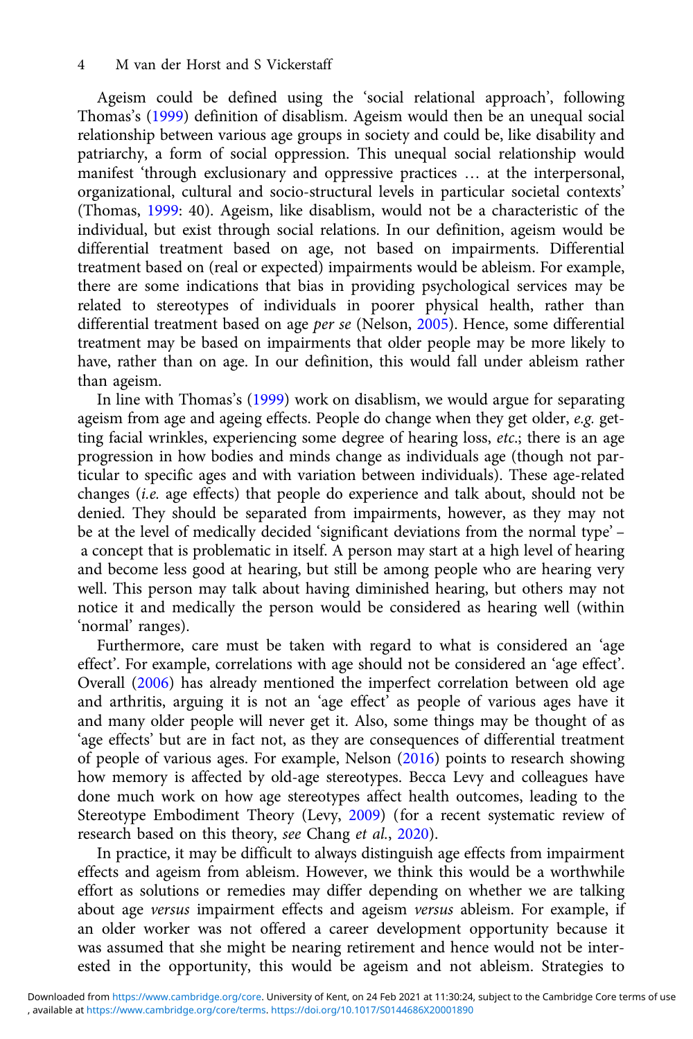Ageism could be defined using the 'social relational approach', following Thomas's (1999) definition of disablism. Ageism would then be an unequal social relationship between various age groups in society and could be, like disability and patriarchy, a form of social oppression. This unequal social relationship would manifest 'through exclusionary and oppressive practices … at the interpersonal, organizational, cultural and socio-structural levels in particular societal contexts' (Thomas, 1999: 40). Ageism, like disablism, would not be a characteristic of the individual, but exist through social relations. In our definition, ageism would be differential treatment based on age, not based on impairments. Differential treatment based on (real or expected) impairments would be ableism. For example, there are some indications that bias in providing psychological services may be related to stereotypes of individuals in poorer physical health, rather than differential treatment based on age *per se* (Nelson, 2005). Hence, some differential treatment may be based on impairments that older people may be more likely to have, rather than on age. In our definition, this would fall under ableism rather than ageism.

In line with Thomas's (1999) work on disablism, we would argue for separating ageism from age and ageing effects. People do change when they get older, *e.g.* getting facial wrinkles, experiencing some degree of hearing loss, *etc.*; there is an age progression in how bodies and minds change as individuals age (though not particular to specific ages and with variation between individuals). These age-related changes (*i.e.* age effects) that people do experience and talk about, should not be denied. They should be separated from impairments, however, as they may not be at the level of medically decided 'significant deviations from the normal type' – a concept that is problematic in itself. A person may start at a high level of hearing and become less good at hearing, but still be among people who are hearing very well. This person may talk about having diminished hearing, but others may not notice it and medically the person would be considered as hearing well (within 'normal' ranges).

Furthermore, care must be taken with regard to what is considered an 'age effect'. For example, correlations with age should not be considered an 'age effect'. Overall (2006) has already mentioned the imperfect correlation between old age and arthritis, arguing it is not an 'age effect' as people of various ages have it and many older people will never get it. Also, some things may be thought of as 'age effects' but are in fact not, as they are consequences of differential treatment of people of various ages. For example, Nelson (2016) points to research showing how memory is affected by old-age stereotypes. Becca Levy and colleagues have done much work on how age stereotypes affect health outcomes, leading to the Stereotype Embodiment Theory (Levy, 2009) (for a recent systematic review of research based on this theory, *see* Chang *et al.*, 2020).

In practice, it may be difficult to always distinguish age effects from impairment effects and ageism from ableism. However, we think this would be a worthwhile effort as solutions or remedies may differ depending on whether we are talking about age *versus* impairment effects and ageism *versus* ableism. For example, if an older worker was not offered a career development opportunity because it was assumed that she might be nearing retirement and hence would not be interested in the opportunity, this would be ageism and not ableism. Strategies to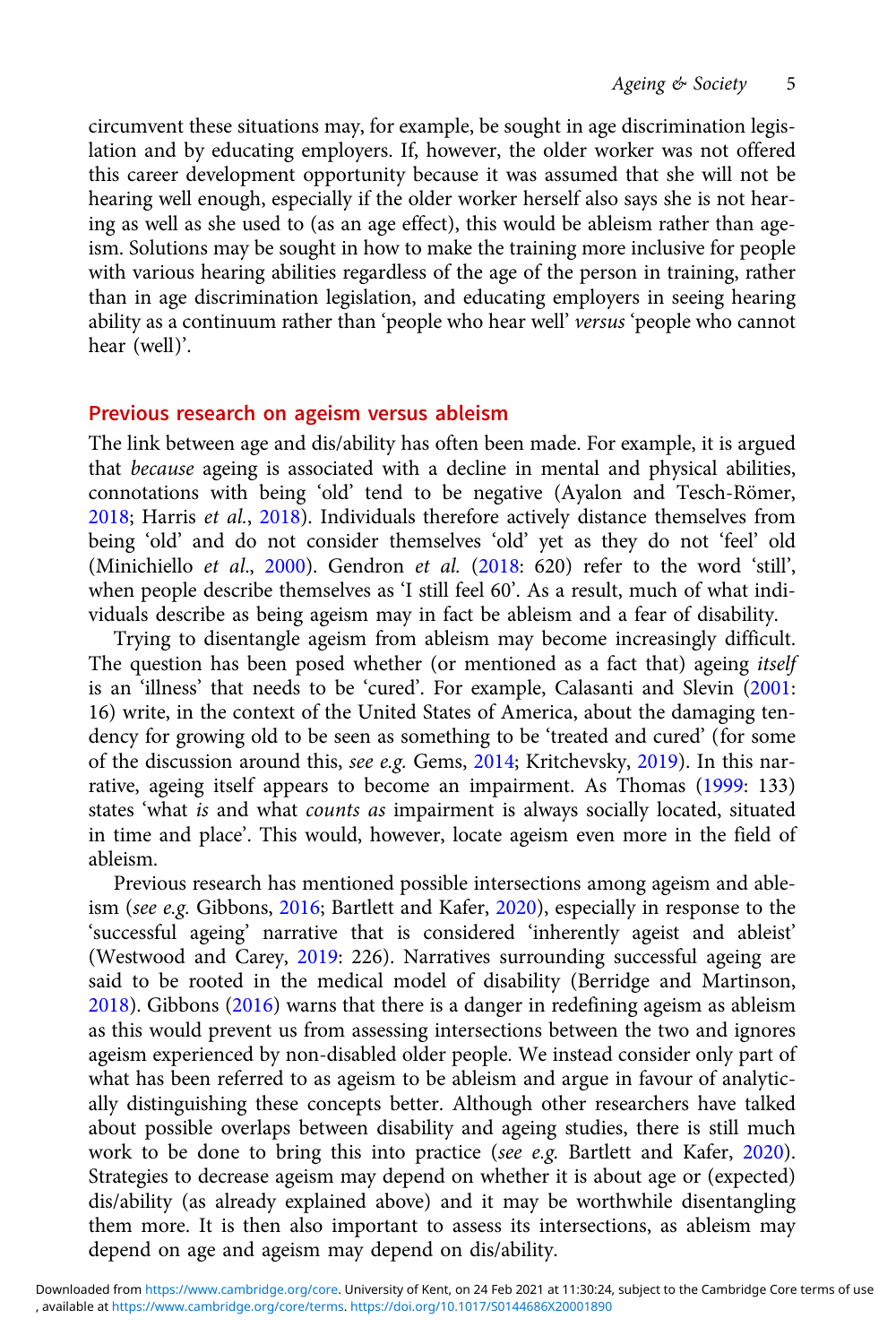circumvent these situations may, for example, be sought in age discrimination legislation and by educating employers. If, however, the older worker was not offered this career development opportunity because it was assumed that she will not be hearing well enough, especially if the older worker herself also says she is not hearing as well as she used to (as an age effect), this would be ableism rather than ageism. Solutions may be sought in how to make the training more inclusive for people with various hearing abilities regardless of the age of the person in training, rather than in age discrimination legislation, and educating employers in seeing hearing ability as a continuum rather than 'people who hear well' *versus* 'people who cannot hear (well)'.

## Previous research on ageism versus ableism

The link between age and dis/ability has often been made. For example, it is argued that *because* ageing is associated with a decline in mental and physical abilities, connotations with being 'old' tend to be negative (Ayalon and Tesch-Römer, 2018; Harris *et al.*, 2018). Individuals therefore actively distance themselves from being 'old' and do not consider themselves 'old' yet as they do not 'feel' old (Minichiello *et al*., 2000). Gendron *et al.* (2018: 620) refer to the word 'still', when people describe themselves as 'I still feel 60'. As a result, much of what individuals describe as being ageism may in fact be ableism and a fear of disability.

Trying to disentangle ageism from ableism may become increasingly difficult. The question has been posed whether (or mentioned as a fact that) ageing *itself* is an 'illness' that needs to be 'cured'. For example, Calasanti and Slevin (2001: 16) write, in the context of the United States of America, about the damaging tendency for growing old to be seen as something to be 'treated and cured' (for some of the discussion around this, *see e.g.* Gems, 2014; Kritchevsky, 2019). In this narrative, ageing itself appears to become an impairment. As Thomas (1999: 133) states 'what *is* and what *counts as* impairment is always socially located, situated in time and place'. This would, however, locate ageism even more in the field of ableism.

Previous research has mentioned possible intersections among ageism and ableism (*see e.g.* Gibbons, 2016; Bartlett and Kafer, 2020), especially in response to the 'successful ageing' narrative that is considered 'inherently ageist and ableist' (Westwood and Carey, 2019: 226). Narratives surrounding successful ageing are said to be rooted in the medical model of disability (Berridge and Martinson, 2018). Gibbons (2016) warns that there is a danger in redefining ageism as ableism as this would prevent us from assessing intersections between the two and ignores ageism experienced by non-disabled older people. We instead consider only part of what has been referred to as ageism to be ableism and argue in favour of analytically distinguishing these concepts better. Although other researchers have talked about possible overlaps between disability and ageing studies, there is still much work to be done to bring this into practice (*see e.g.* Bartlett and Kafer, 2020). Strategies to decrease ageism may depend on whether it is about age or (expected) dis/ability (as already explained above) and it may be worthwhile disentangling them more. It is then also important to assess its intersections, as ableism may depend on age and ageism may depend on dis/ability.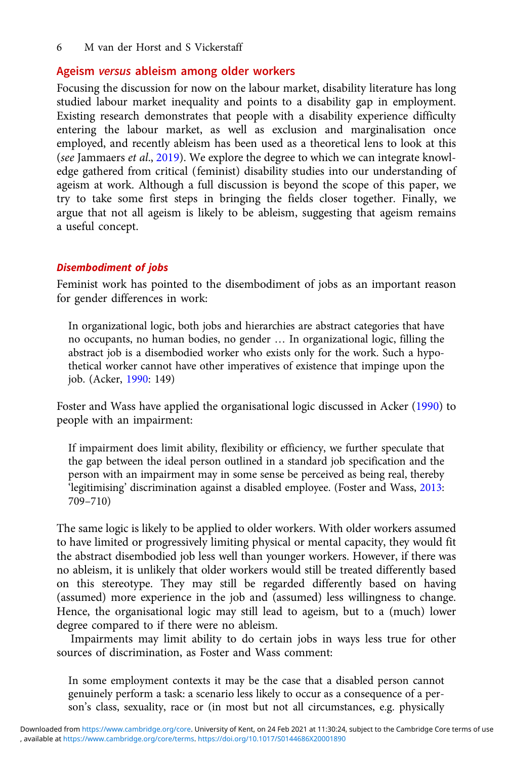## Ageism *versus* ableism among older workers

Focusing the discussion for now on the labour market, disability literature has long studied labour market inequality and points to a disability gap in employment. Existing research demonstrates that people with a disability experience difficulty entering the labour market, as well as exclusion and marginalisation once employed, and recently ableism has been used as a theoretical lens to look at this (*see* Jammaers *et al*., 2019). We explore the degree to which we can integrate knowledge gathered from critical (feminist) disability studies into our understanding of ageism at work. Although a full discussion is beyond the scope of this paper, we try to take some first steps in bringing the fields closer together. Finally, we argue that not all ageism is likely to be ableism, suggesting that ageism remains a useful concept.

### *Disembodiment of jobs*

Feminist work has pointed to the disembodiment of jobs as an important reason for gender differences in work:

> In organizational logic, both jobs and hierarchies are abstract categories that have no occupants, no human bodies, no gender … In organizational logic, filling the abstract job is a disembodied worker who exists only for the work. Such a hypothetical worker cannot have other imperatives of existence that impinge upon the job. (Acker, 1990: 149)

Foster and Wass have applied the organisational logic discussed in Acker (1990) to people with an impairment:

> If impairment does limit ability, flexibility or efficiency, we further speculate that the gap between the ideal person outlined in a standard job specification and the person with an impairment may in some sense be perceived as being real, thereby 'legitimising' discrimination against a disabled employee. (Foster and Wass, 2013: 709–710)

The same logic is likely to be applied to older workers. With older workers assumed to have limited or progressively limiting physical or mental capacity, they would fit the abstract disembodied job less well than younger workers. However, if there was no ableism, it is unlikely that older workers would still be treated differently based on this stereotype. They may still be regarded differently based on having (assumed) more experience in the job and (assumed) less willingness to change. Hence, the organisational logic may still lead to ageism, but to a (much) lower degree compared to if there were no ableism.

Impairments may limit ability to do certain jobs in ways less true for other sources of discrimination, as Foster and Wass comment:

> In some employment contexts it may be the case that a disabled person cannot genuinely perform a task: a scenario less likely to occur as a consequence of a person's class, sexuality, race or (in most but not all circumstances, e.g. physically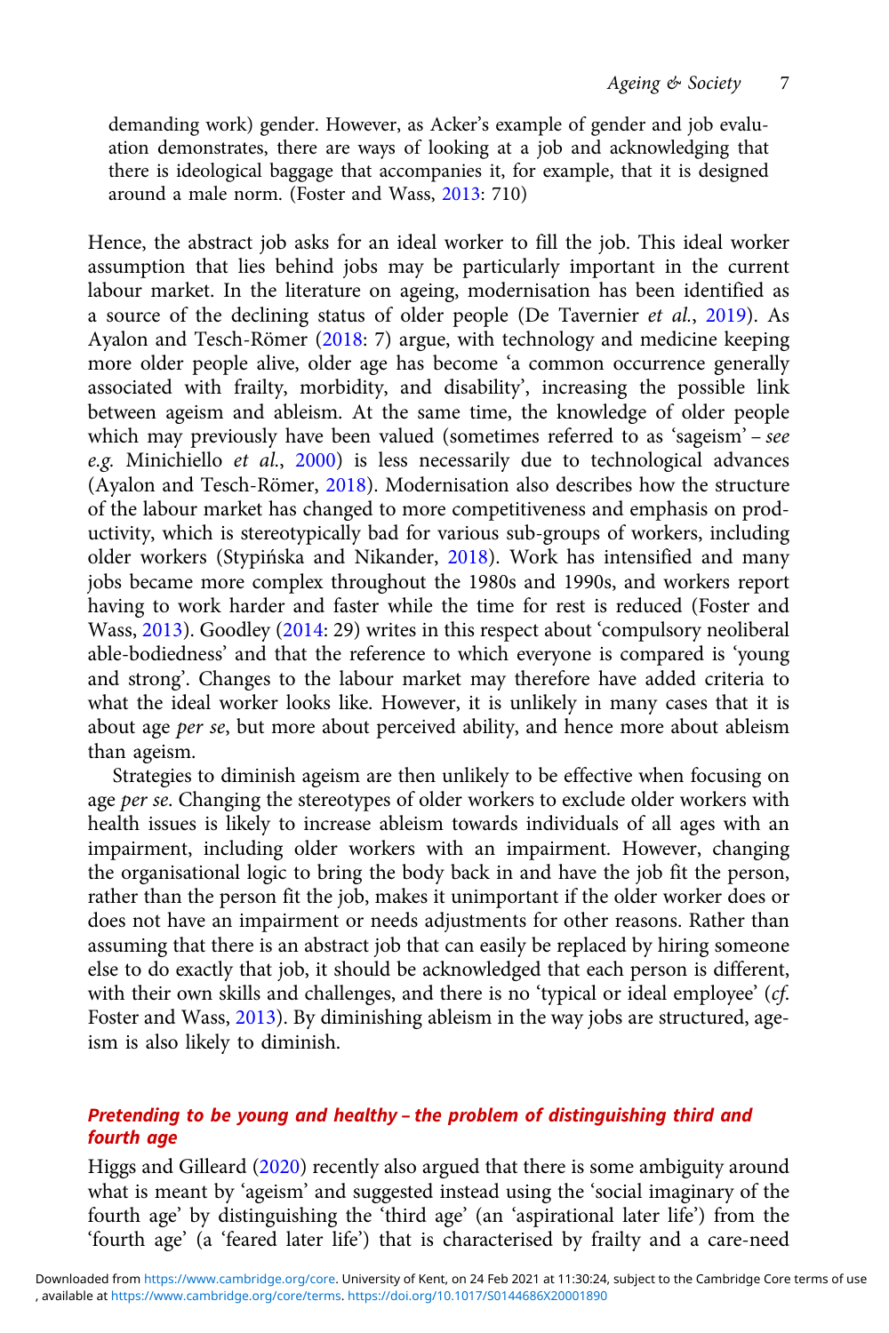> demanding work) gender. However, as Acker's example of gender and job evaluation demonstrates, there are ways of looking at a job and acknowledging that there is ideological baggage that accompanies it, for example, that it is designed around a male norm. (Foster and Wass, 2013: 710)

Hence, the abstract job asks for an ideal worker to fill the job. This ideal worker assumption that lies behind jobs may be particularly important in the current labour market. In the literature on ageing, modernisation has been identified as a source of the declining status of older people (De Tavernier *et al.*, 2019). As Ayalon and Tesch-Römer (2018: 7) argue, with technology and medicine keeping more older people alive, older age has become 'a common occurrence generally associated with frailty, morbidity, and disability', increasing the possible link between ageism and ableism. At the same time, the knowledge of older people which may previously have been valued (sometimes referred to as 'sageism' – *see e.g.* Minichiello *et al.*, 2000) is less necessarily due to technological advances (Ayalon and Tesch-Römer, 2018). Modernisation also describes how the structure of the labour market has changed to more competitiveness and emphasis on productivity, which is stereotypically bad for various sub-groups of workers, including older workers (Stypińska and Nikander, 2018). Work has intensified and many jobs became more complex throughout the 1980s and 1990s, and workers report having to work harder and faster while the time for rest is reduced (Foster and Wass, 2013). Goodley (2014: 29) writes in this respect about 'compulsory neoliberal able-bodiedness' and that the reference to which everyone is compared is 'young and strong'. Changes to the labour market may therefore have added criteria to what the ideal worker looks like. However, it is unlikely in many cases that it is about age *per se*, but more about perceived ability, and hence more about ableism than ageism.

Strategies to diminish ageism are then unlikely to be effective when focusing on age *per se*. Changing the stereotypes of older workers to exclude older workers with health issues is likely to increase ableism towards individuals of all ages with an impairment, including older workers with an impairment. However, changing the organisational logic to bring the body back in and have the job fit the person, rather than the person fit the job, makes it unimportant if the older worker does or does not have an impairment or needs adjustments for other reasons. Rather than assuming that there is an abstract job that can easily be replaced by hiring someone else to do exactly that job, it should be acknowledged that each person is different, with their own skills and challenges, and there is no 'typical or ideal employee' (*cf.* Foster and Wass, 2013). By diminishing ableism in the way jobs are structured, ageism is also likely to diminish.

### Pretending to be young and healthy – the problem of distinguishing third and fourth age

Higgs and Gilleard (2020) recently also argued that there is some ambiguity around what is meant by 'ageism' and suggested instead using the 'social imaginary of the fourth age' by distinguishing the 'third age' (an 'aspirational later life') from the 'fourth age' (a 'feared later life') that is characterised by frailty and a care-need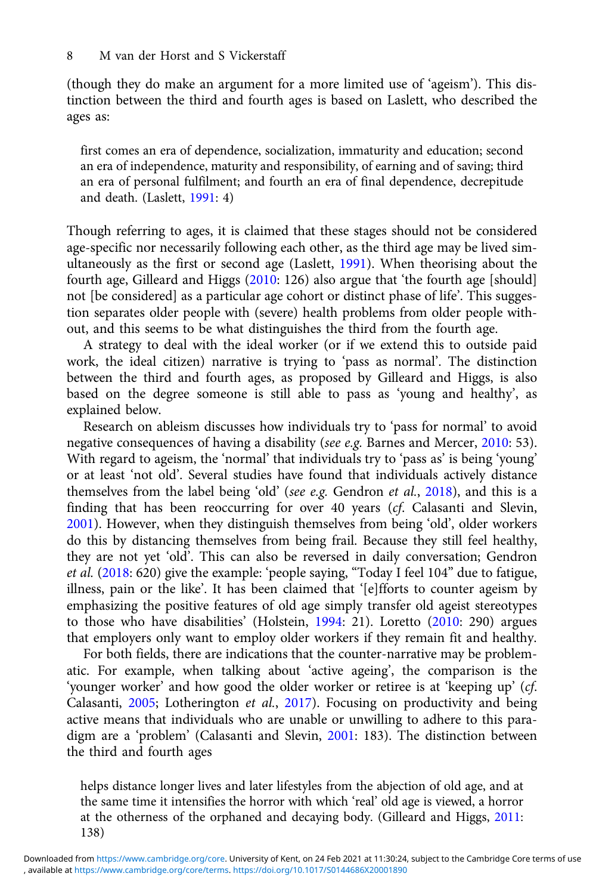(though they do make an argument for a more limited use of 'ageism'). This distinction between the third and fourth ages is based on Laslett, who described the ages as:

> first comes an era of dependence, socialization, immaturity and education; second an era of independence, maturity and responsibility, of earning and of saving; third an era of personal fulfilment; and fourth an era of final dependence, decrepitude and death. (Laslett, 1991: 4)

Though referring to ages, it is claimed that these stages should not be considered age-specific nor necessarily following each other, as the third age may be lived simultaneously as the first or second age (Laslett, 1991). When theorising about the fourth age, Gilleard and Higgs (2010: 126) also argue that 'the fourth age [should] not [be considered] as a particular age cohort or distinct phase of life'. This suggestion separates older people with (severe) health problems from older people without, and this seems to be what distinguishes the third from the fourth age.

A strategy to deal with the ideal worker (or if we extend this to outside paid work, the ideal citizen) narrative is trying to 'pass as normal'. The distinction between the third and fourth ages, as proposed by Gilleard and Higgs, is also based on the degree someone is still able to pass as 'young and healthy', as explained below.

Research on ableism discusses how individuals try to 'pass for normal' to avoid negative consequences of having a disability (*see e.g.* Barnes and Mercer, 2010: 53). With regard to ageism, the 'normal' that individuals try to 'pass as' is being 'young' or at least 'not old'. Several studies have found that individuals actively distance themselves from the label being 'old' (*see e.g.* Gendron *et al.*, 2018), and this is a finding that has been reoccurring for over 40 years (*cf.* Calasanti and Slevin, 2001). However, when they distinguish themselves from being 'old', older workers do this by distancing themselves from being frail. Because they still feel healthy, they are not yet 'old'. This can also be reversed in daily conversation; Gendron *et al.* (2018: 620) give the example: 'people saying, "Today I feel 104" due to fatigue, illness, pain or the like'. It has been claimed that '[e]fforts to counter ageism by emphasizing the positive features of old age simply transfer old ageist stereotypes to those who have disabilities' (Holstein, 1994: 21). Loretto (2010: 290) argues that employers only want to employ older workers if they remain fit and healthy.

For both fields, there are indications that the counter-narrative may be problematic. For example, when talking about 'active ageing', the comparison is the 'younger worker' and how good the older worker or retiree is at 'keeping up' (*cf.* Calasanti, 2005; Lotherington *et al.*, 2017). Focusing on productivity and being active means that individuals who are unable or unwilling to adhere to this paradigm are a 'problem' (Calasanti and Slevin, 2001: 183). The distinction between the third and fourth ages

> helps distance longer lives and later lifestyles from the abjection of old age, and at the same time it intensifies the horror with which 'real' old age is viewed, a horror at the otherness of the orphaned and decaying body. (Gilleard and Higgs, 2011: 138)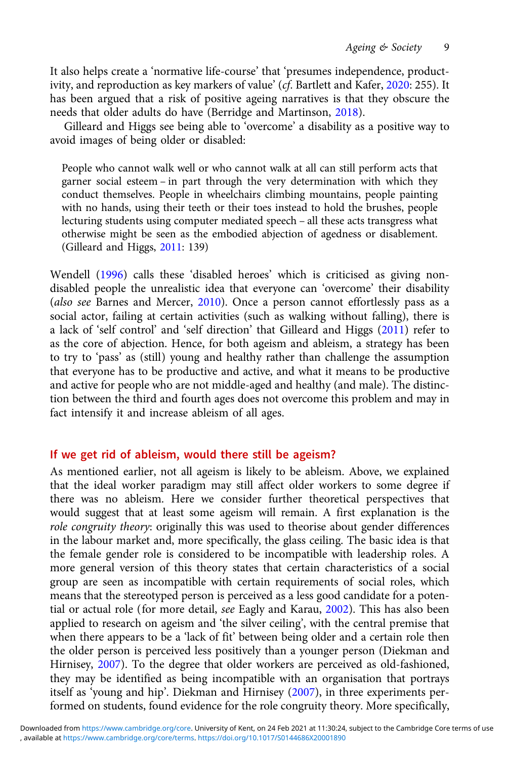It also helps create a 'normative life-course' that 'presumes independence, productivity, and reproduction as key markers of value' (*cf.* Bartlett and Kafer, 2020: 255). It has been argued that a risk of positive ageing narratives is that they obscure the needs that older adults do have (Berridge and Martinson, 2018).

Gilleard and Higgs see being able to 'overcome' a disability as a positive way to avoid images of being older or disabled:

> People who cannot walk well or who cannot walk at all can still perform acts that garner social esteem – in part through the very determination with which they conduct themselves. People in wheelchairs climbing mountains, people painting with no hands, using their teeth or their toes instead to hold the brushes, people lecturing students using computer mediated speech – all these acts transgress what otherwise might be seen as the embodied abjection of agedness or disablement. (Gilleard and Higgs, 2011: 139)

Wendell (1996) calls these 'disabled heroes' which is criticised as giving non-disabled people the unrealistic idea that everyone can 'overcome' their disability (*also see* Barnes and Mercer, 2010). Once a person cannot effortlessly pass as a social actor, failing at certain activities (such as walking without falling), there is a lack of 'self control' and 'self direction' that Gilleard and Higgs (2011) refer to as the core of abjection. Hence, for both ageism and ableism, a strategy has been to try to 'pass' as (still) young and healthy rather than challenge the assumption that everyone has to be productive and active, and what it means to be productive and active for people who are not middle-aged and healthy (and male). The distinction between the third and fourth ages does not overcome this problem and may in fact intensify it and increase ableism of all ages.

## If we get rid of ableism, would there still be ageism?

As mentioned earlier, not all ageism is likely to be ableism. Above, we explained that the ideal worker paradigm may still affect older workers to some degree if there was no ableism. Here we consider further theoretical perspectives that would suggest that at least some ageism will remain. A first explanation is the *role congruity theory*: originally this was used to theorise about gender differences in the labour market and, more specifically, the glass ceiling. The basic idea is that the female gender role is considered to be incompatible with leadership roles. A more general version of this theory states that certain characteristics of a social group are seen as incompatible with certain requirements of social roles, which means that the stereotyped person is perceived as a less good candidate for a potential or actual role (for more detail, *see* Eagly and Karau, 2002). This has also been applied to research on ageism and 'the silver ceiling', with the central premise that when there appears to be a 'lack of fit' between being older and a certain role then the older person is perceived less positively than a younger person (Diekman and Hirnisey, 2007). To the degree that older workers are perceived as old-fashioned, they may be identified as being incompatible with an organisation that portrays itself as 'young and hip'. Diekman and Hirnisey (2007), in three experiments performed on students, found evidence for the role congruity theory. More specifically,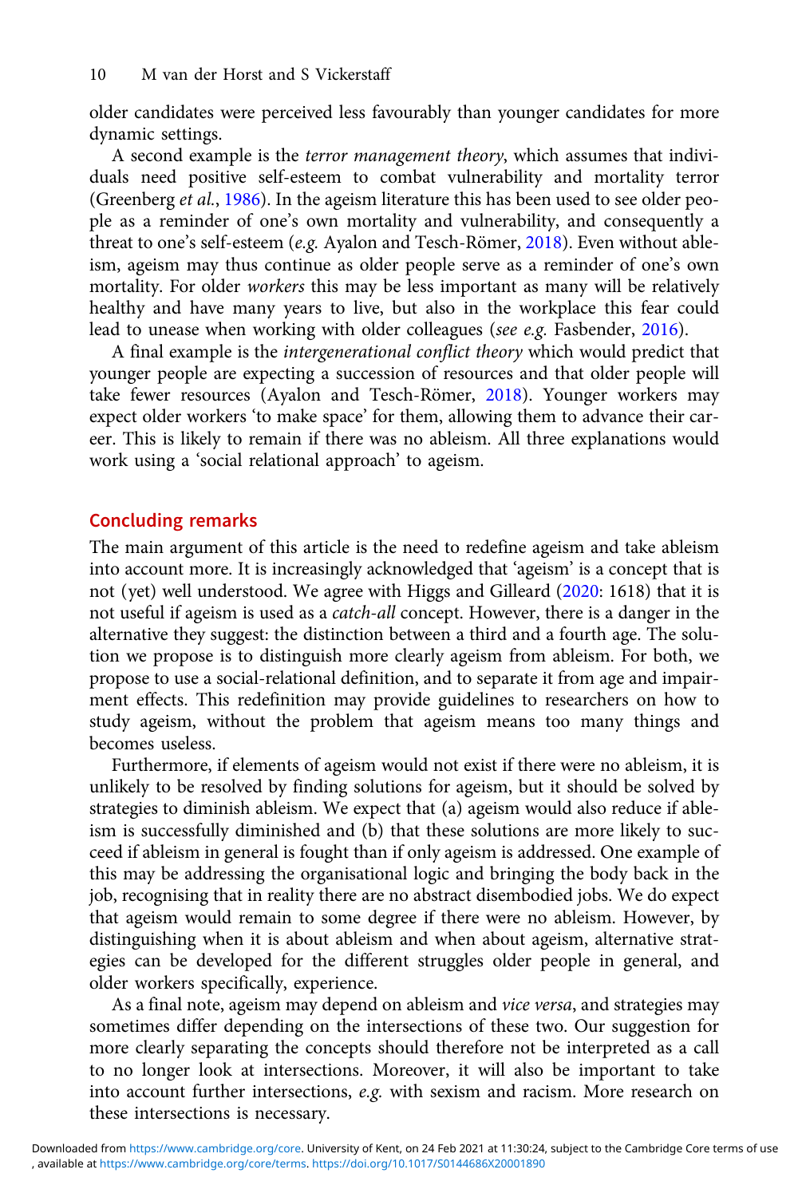older candidates were perceived less favourably than younger candidates for more dynamic settings.

A second example is the *terror management theory*, which assumes that individuals need positive self-esteem to combat vulnerability and mortality terror (Greenberg *et al.*, 1986). In the ageism literature this has been used to see older people as a reminder of one's own mortality and vulnerability, and consequently a threat to one's self-esteem (*e.g.* Ayalon and Tesch-Römer, 2018). Even without ableism, ageism may thus continue as older people serve as a reminder of one's own mortality. For older *workers* this may be less important as many will be relatively healthy and have many years to live, but also in the workplace this fear could lead to unease when working with older colleagues (*see e.g.* Fasbender, 2016).

A final example is the *intergenerational conflict theory* which would predict that younger people are expecting a succession of resources and that older people will take fewer resources (Ayalon and Tesch-Römer, 2018). Younger workers may expect older workers 'to make space' for them, allowing them to advance their career. This is likely to remain if there was no ableism. All three explanations would work using a 'social relational approach' to ageism.

## Concluding remarks

The main argument of this article is the need to redefine ageism and take ableism into account more. It is increasingly acknowledged that 'ageism' is a concept that is not (yet) well understood. We agree with Higgs and Gilleard (2020: 1618) that it is not useful if ageism is used as a *catch-all* concept. However, there is a danger in the alternative they suggest: the distinction between a third and a fourth age. The solution we propose is to distinguish more clearly ageism from ableism. For both, we propose to use a social-relational definition, and to separate it from age and impairment effects. This redefinition may provide guidelines to researchers on how to study ageism, without the problem that ageism means too many things and becomes useless.

Furthermore, if elements of ageism would not exist if there were no ableism, it is unlikely to be resolved by finding solutions for ageism, but it should be solved by strategies to diminish ableism. We expect that (a) ageism would also reduce if ableism is successfully diminished and (b) that these solutions are more likely to succeed if ableism in general is fought than if only ageism is addressed. One example of this may be addressing the organisational logic and bringing the body back in the job, recognising that in reality there are no abstract disembodied jobs. We do expect that ageism would remain to some degree if there were no ableism. However, by distinguishing when it is about ableism and when about ageism, alternative strategies can be developed for the different struggles older people in general, and older workers specifically, experience.

As a final note, ageism may depend on ableism and *vice versa*, and strategies may sometimes differ depending on the intersections of these two. Our suggestion for more clearly separating the concepts should therefore not be interpreted as a call to no longer look at intersections. Moreover, it will also be important to take into account further intersections, *e.g.* with sexism and racism. More research on these intersections is necessary.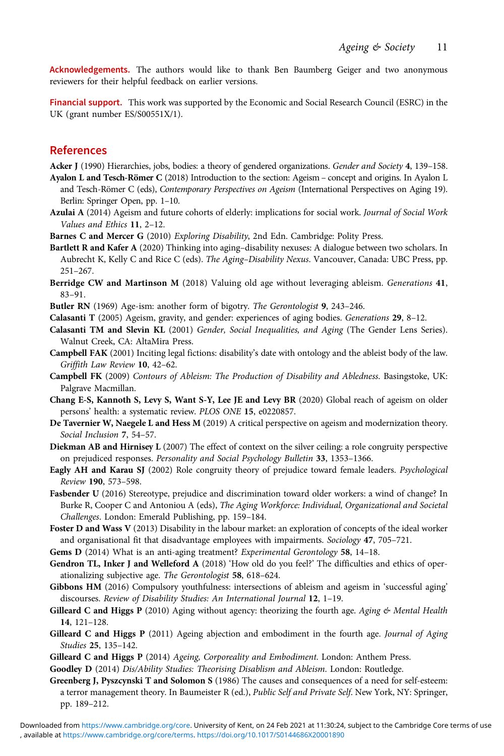**Acknowledgements.** The authors would like to thank Ben Baumberg Geiger and two anonymous reviewers for their helpful feedback on earlier versions.

**Financial support.** This work was supported by the Economic and Social Research Council (ESRC) in the UK (grant number ES/S00551X/1).

## References

**Acker J** (1990) Hierarchies, jobs, bodies: a theory of gendered organizations. *Gender and Society* **4**, 139–158.

**Ayalon L and Tesch-Römer C** (2018) Introduction to the section: Ageism – concept and origins. In Ayalon L and Tesch-Römer C (eds), *Contemporary Perspectives on Ageism* (International Perspectives on Aging 19). Berlin: Springer Open, pp. 1–10.

**Azulai A** (2014) Ageism and future cohorts of elderly: implications for social work. *Journal of Social Work Values and Ethics* **11**, 2–12.

**Barnes C and Mercer G** (2010) *Exploring Disability*, 2nd Edn. Cambridge: Polity Press.

**Bartlett R and Kafer A** (2020) Thinking into aging–disability nexuses: A dialogue between two scholars. In Aubrecht K, Kelly C and Rice C (eds). *The Aging–Disability Nexus*. Vancouver, Canada: UBC Press, pp. 251–267.

**Berridge CW and Martinson M** (2018) Valuing old age without leveraging ableism. *Generations* **41**, 83–91.

**Butler RN** (1969) Age-ism: another form of bigotry. *The Gerontologist* **9**, 243–246.

**Calasanti T** (2005) Ageism, gravity, and gender: experiences of aging bodies. *Generations* **29**, 8–12.

**Calasanti TM and Slevin KL** (2001) *Gender, Social Inequalities, and Aging* (The Gender Lens Series). Walnut Creek, CA: AltaMira Press.

**Campbell FAK** (2001) Inciting legal fictions: disability's date with ontology and the ableist body of the law. *Griffith Law Review* **10**, 42–62.

**Campbell FK** (2009) *Contours of Ableism: The Production of Disability and Abledness*. Basingstoke, UK: Palgrave Macmillan.

**Chang E-S, Kannoth S, Levy S, Want S-Y, Lee JE and Levy BR** (2020) Global reach of ageism on older persons' health: a systematic review. *PLOS ONE* **15**, e0220857.

**De Tavernier W, Naegele L and Hess M** (2019) A critical perspective on ageism and modernization theory. *Social Inclusion* **7**, 54–57.

**Diekman AB and Hirnisey L** (2007) The effect of context on the silver ceiling: a role congruity perspective on prejudiced responses. *Personality and Social Psychology Bulletin* **33**, 1353–1366.

**Eagly AH and Karau SJ** (2002) Role congruity theory of prejudice toward female leaders. *Psychological Review* **190**, 573–598.

**Fasbender U** (2016) Stereotype, prejudice and discrimination toward older workers: a wind of change? In Burke R, Cooper C and Antoniou A (eds), *The Aging Workforce: Individual, Organizational and Societal Challenges*. London: Emerald Publishing, pp. 159–184.

**Foster D and Wass V** (2013) Disability in the labour market: an exploration of concepts of the ideal worker and organisational fit that disadvantage employees with impairments. *Sociology* **47**, 705–721.

**Gems D** (2014) What is an anti-aging treatment? *Experimental Gerontology* **58**, 14–18.

**Gendron TL, Inker J and Welleford A** (2018) 'How old do you feel?' The difficulties and ethics of operationalizing subjective age. *The Gerontologist* **58**, 618–624.

**Gibbons HM** (2016) Compulsory youthfulness: intersections of ableism and ageism in 'successful aging' discourses. *Review of Disability Studies: An International Journal* **12**, 1–19.

**Gilleard C and Higgs P** (2010) Aging without agency: theorizing the fourth age. *Aging & Mental Health* **14**, 121–128.

**Gilleard C and Higgs P** (2011) Ageing abjection and embodiment in the fourth age. *Journal of Aging Studies* **25**, 135–142.

**Gilleard C and Higgs P** (2014) *Ageing, Corporeality and Embodiment*. London: Anthem Press.

**Goodley D** (2014) *Dis/Ability Studies: Theorising Disablism and Ableism*. London: Routledge.

**Greenberg J, Pyszcynski T and Solomon S** (1986) The causes and consequences of a need for self-esteem: a terror management theory. In Baumeister R (ed.), *Public Self and Private Self*. New York, NY: Springer, pp. 189–212.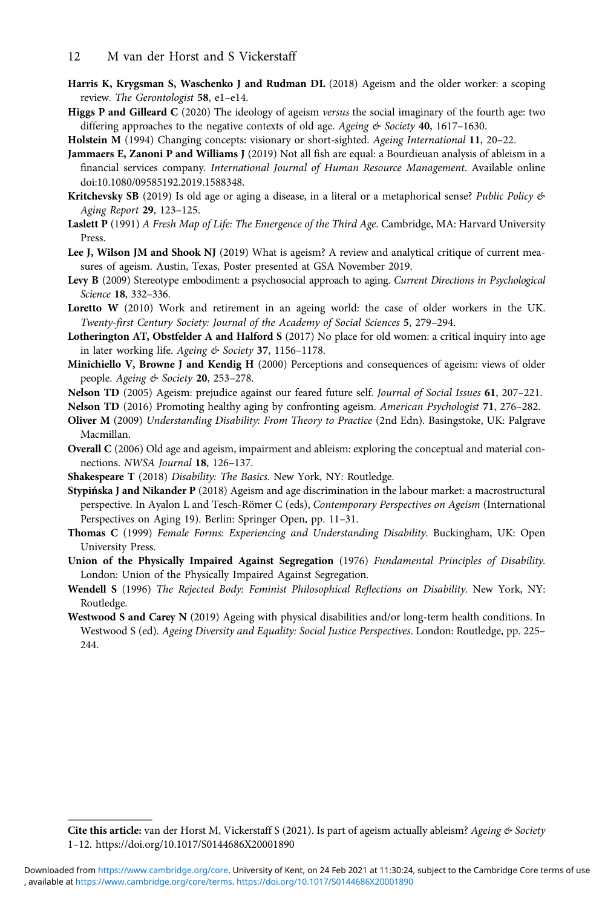**Harris K, Krygsman S, Waschenko J and Rudman DL** (2018) Ageism and the older worker: a scoping review. *The Gerontologist* **58**, e1–e14.

**Higgs P and Gilleard C** (2020) The ideology of ageism *versus* the social imaginary of the fourth age: two differing approaches to the negative contexts of old age. *Ageing & Society* **40**, 1617–1630.

**Holstein M** (1994) Changing concepts: visionary or short-sighted. *Ageing International* **11**, 20–22.

**Jammaers E, Zanoni P and Williams J** (2019) Not all fish are equal: a Bourdieuan analysis of ableism in a financial services company. *International Journal of Human Resource Management*. Available online doi:10.1080/09585192.2019.1588348.

**Kritchevsky SB** (2019) Is old age or aging a disease, in a literal or a metaphorical sense? *Public Policy & Aging Report* **29**, 123–125.

**Laslett P** (1991) *A Fresh Map of Life: The Emergence of the Third Age*. Cambridge, MA: Harvard University Press.

**Lee J, Wilson JM and Shook NJ** (2019) What is ageism? A review and analytical critique of current measures of ageism. Austin, Texas, Poster presented at GSA November 2019.

**Levy B** (2009) Stereotype embodiment: a psychosocial approach to aging. *Current Directions in Psychological Science* **18**, 332–336.

**Loretto W** (2010) Work and retirement in an ageing world: the case of older workers in the UK. *Twenty-first Century Society: Journal of the Academy of Social Sciences* **5**, 279–294.

**Lotherington AT, Obstfelder A and Halford S** (2017) No place for old women: a critical inquiry into age in later working life. *Ageing & Society* **37**, 1156–1178.

**Minichiello V, Browne J and Kendig H** (2000) Perceptions and consequences of ageism: views of older people. *Ageing & Society* **20**, 253–278.

**Nelson TD** (2005) Ageism: prejudice against our feared future self. *Journal of Social Issues* **61**, 207–221.

**Nelson TD** (2016) Promoting healthy aging by confronting ageism. *American Psychologist* **71**, 276–282.

**Oliver M** (2009) *Understanding Disability: From Theory to Practice* (2nd Edn). Basingstoke, UK: Palgrave Macmillan.

**Overall C** (2006) Old age and ageism, impairment and ableism: exploring the conceptual and material connections. *NWSA Journal* **18**, 126–137.

**Shakespeare T** (2018) *Disability: The Basics*. New York, NY: Routledge.

**Stypińska J and Nikander P** (2018) Ageism and age discrimination in the labour market: a macrostructural perspective. In Ayalon L and Tesch-Römer C (eds), *Contemporary Perspectives on Ageism* (International Perspectives on Aging 19). Berlin: Springer Open, pp. 11–31.

**Thomas C** (1999) *Female Forms: Experiencing and Understanding Disability*. Buckingham, UK: Open University Press.

**Union of the Physically Impaired Against Segregation** (1976) *Fundamental Principles of Disability*. London: Union of the Physically Impaired Against Segregation.

**Wendell S** (1996) *The Rejected Body: Feminist Philosophical Reflections on Disability*. New York, NY: Routledge.

**Westwood S and Carey N** (2019) Ageing with physical disabilities and/or long-term health conditions. In Westwood S (ed). *Ageing Diversity and Equality: Social Justice Perspectives*. London: Routledge, pp. 225–244.

---

**Cite this article:** van der Horst M, Vickerstaff S (2021). Is part of ageism actually ableism? *Ageing & Society* 1–12. https://doi.org/10.1017/S0144686X20001890